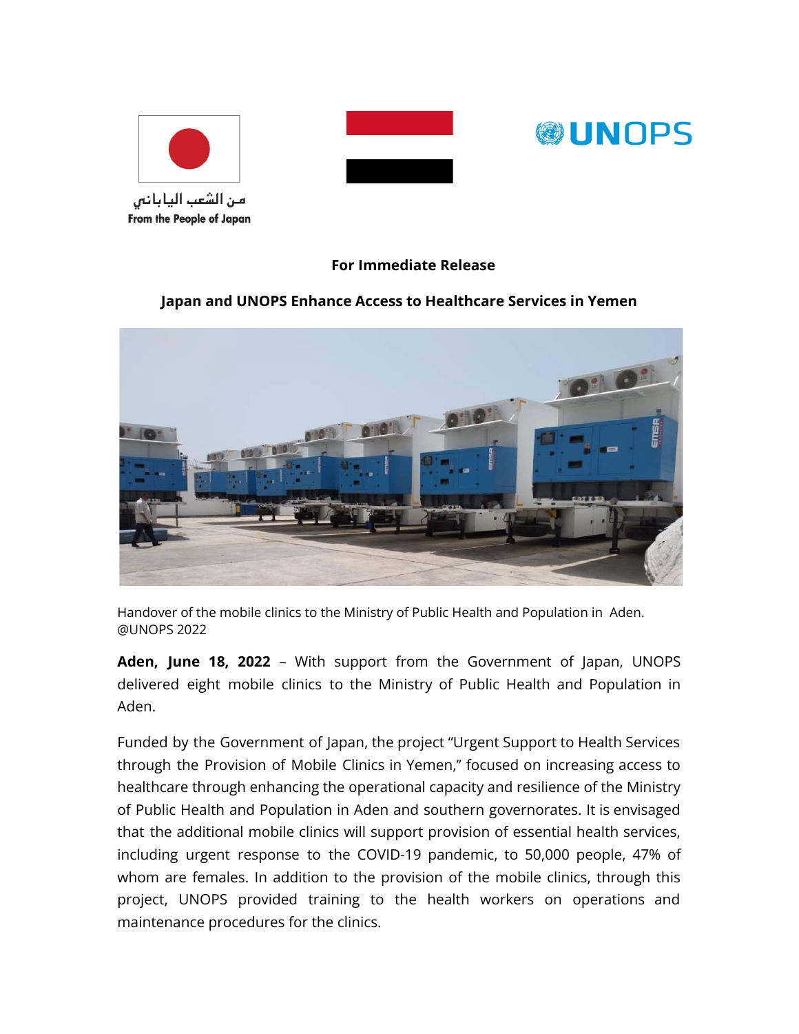من الشعب الياباني
From the People of Japan

**For Immediate Release**

## Japan and UNOPS Enhance Access to Healthcare Services in Yemen

Handover of the mobile clinics to the Ministry of Public Health and Population in Aden. @UNOPS 2022

**Aden, June 18, 2022** – With support from the Government of Japan, UNOPS delivered eight mobile clinics to the Ministry of Public Health and Population in Aden.

Funded by the Government of Japan, the project "Urgent Support to Health Services through the Provision of Mobile Clinics in Yemen," focused on increasing access to healthcare through enhancing the operational capacity and resilience of the Ministry of Public Health and Population in Aden and southern governorates. It is envisaged that the additional mobile clinics will support provision of essential health services, including urgent response to the COVID-19 pandemic, to 50,000 people, 47% of whom are females. In addition to the provision of the mobile clinics, through this project, UNOPS provided training to the health workers on operations and maintenance procedures for the clinics.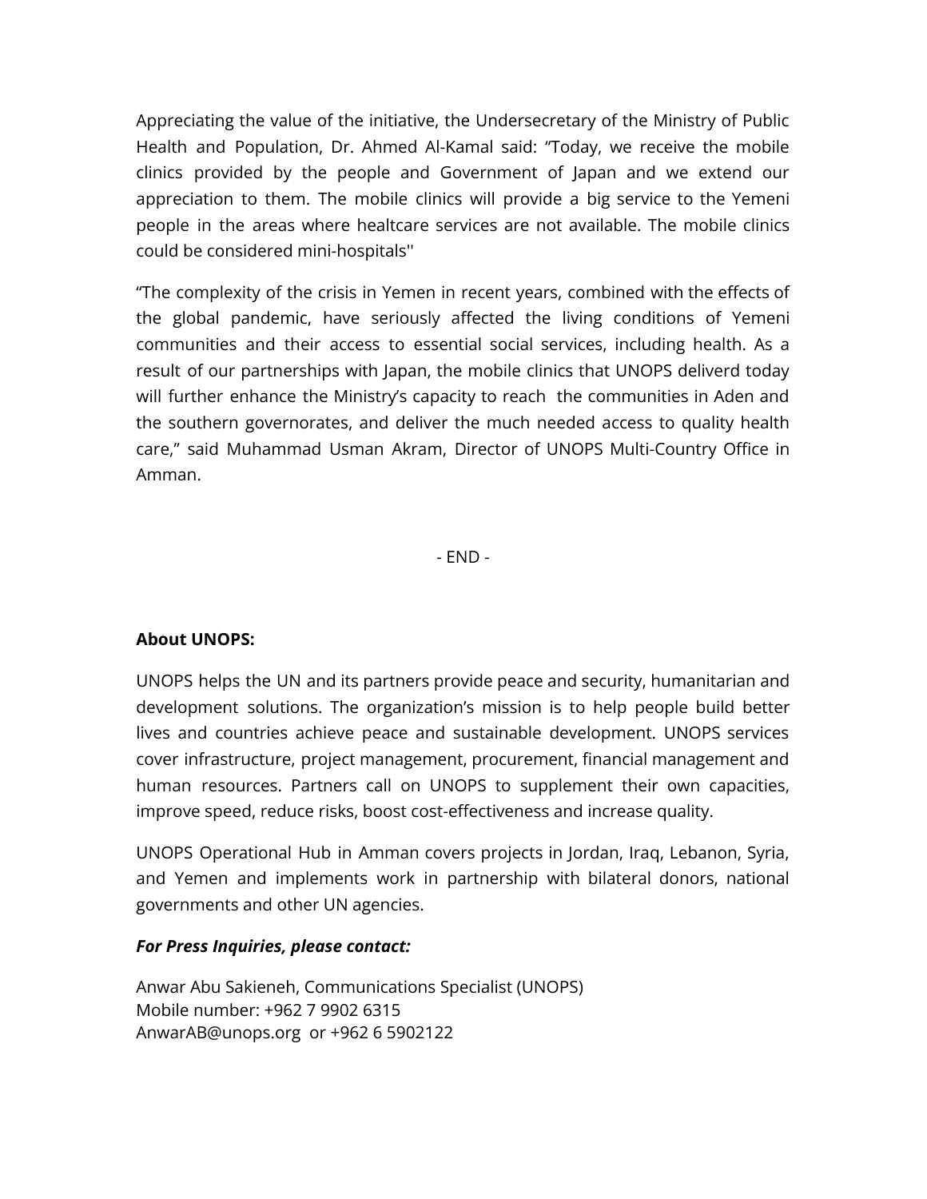Appreciating the value of the initiative, the Undersecretary of the Ministry of Public Health and Population, Dr. Ahmed Al-Kamal said: "Today, we receive the mobile clinics provided by the people and Government of Japan and we extend our appreciation to them. The mobile clinics will provide a big service to the Yemeni people in the areas where healthcare services are not available. The mobile clinics could be considered mini-hospitals''

"The complexity of the crisis in Yemen in recent years, combined with the effects of the global pandemic, have seriously affected the living conditions of Yemeni communities and their access to essential social services, including health. As a result of our partnerships with Japan, the mobile clinics that UNOPS deliverd today will further enhance the Ministry's capacity to reach the communities in Aden and the southern governorates, and deliver the much needed access to quality health care," said Muhammad Usman Akram, Director of UNOPS Multi-Country Office in Amman.

- END -

**About UNOPS:**

UNOPS helps the UN and its partners provide peace and security, humanitarian and development solutions. The organization's mission is to help people build better lives and countries achieve peace and sustainable development. UNOPS services cover infrastructure, project management, procurement, financial management and human resources. Partners call on UNOPS to supplement their own capacities, improve speed, reduce risks, boost cost-effectiveness and increase quality.

UNOPS Operational Hub in Amman covers projects in Jordan, Iraq, Lebanon, Syria, and Yemen and implements work in partnership with bilateral donors, national governments and other UN agencies.

***For Press Inquiries, please contact:***

Anwar Abu Sakieneh, Communications Specialist (UNOPS)
Mobile number: +962 7 9902 6315
AnwarAB@unops.org or +962 6 5902122